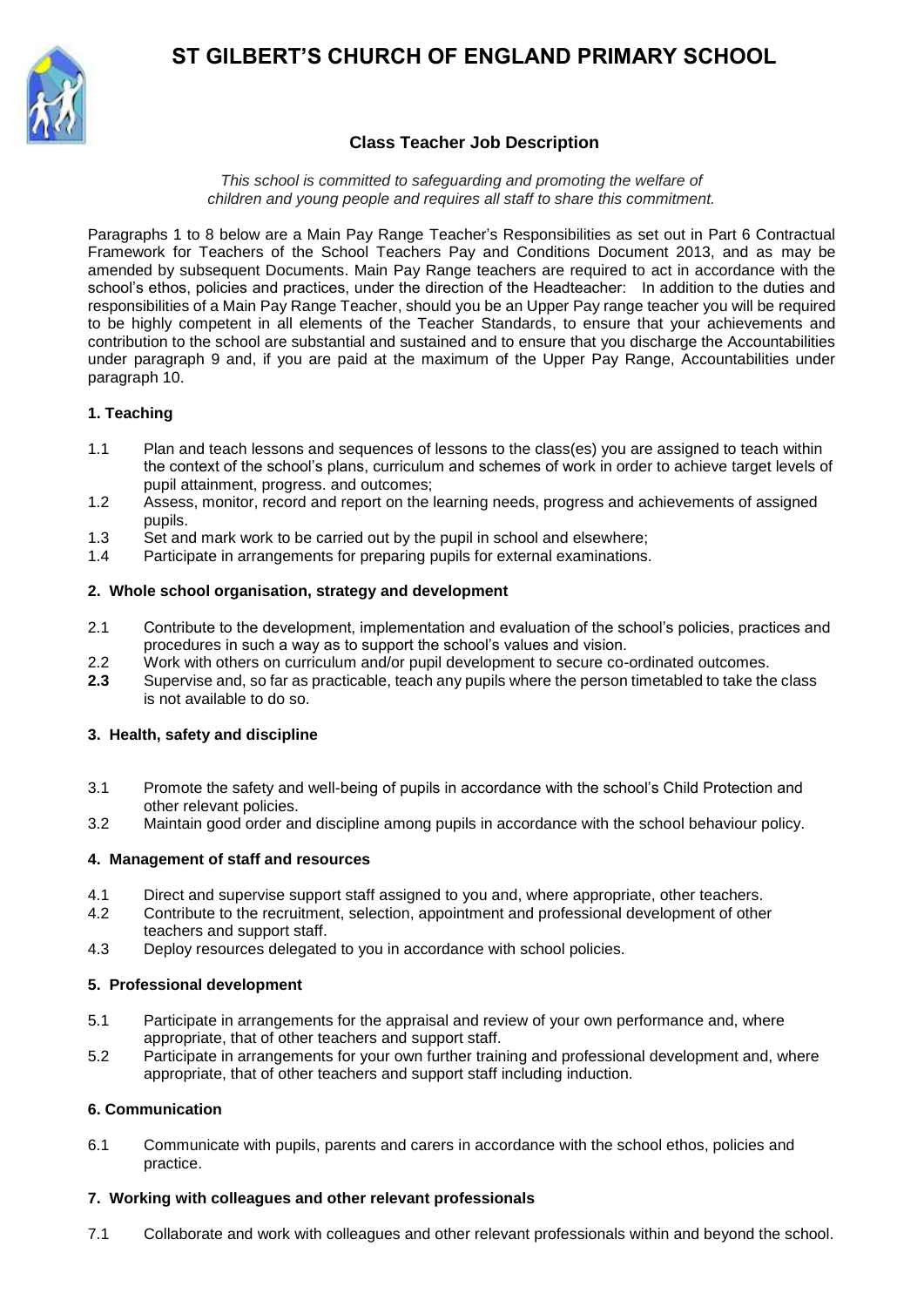# ST GILBERT'S CHURCH OF ENGLAND PRIMARY SCHOOL

## Class Teacher Job Description

*This school is committed to safeguarding and promoting the welfare of children and young people and requires all staff to share this commitment.*

Paragraphs 1 to 8 below are a Main Pay Range Teacher's Responsibilities as set out in Part 6 Contractual Framework for Teachers of the School Teachers Pay and Conditions Document 2013, and as may be amended by subsequent Documents. Main Pay Range teachers are required to act in accordance with the school's ethos, policies and practices, under the direction of the Headteacher: In addition to the duties and responsibilities of a Main Pay Range Teacher, should you be an Upper Pay range teacher you will be required to be highly competent in all elements of the Teacher Standards, to ensure that your achievements and contribution to the school are substantial and sustained and to ensure that you discharge the Accountabilities under paragraph 9 and, if you are paid at the maximum of the Upper Pay Range, Accountabilities under paragraph 10.

### 1. Teaching

1.1 Plan and teach lessons and sequences of lessons to the class(es) you are assigned to teach within the context of the school's plans, curriculum and schemes of work in order to achieve target levels of pupil attainment, progress. and outcomes;

1.2 Assess, monitor, record and report on the learning needs, progress and achievements of assigned pupils.

1.3 Set and mark work to be carried out by the pupil in school and elsewhere;

1.4 Participate in arrangements for preparing pupils for external examinations.

### 2. Whole school organisation, strategy and development

2.1 Contribute to the development, implementation and evaluation of the school's policies, practices and procedures in such a way as to support the school's values and vision.

2.2 Work with others on curriculum and/or pupil development to secure co-ordinated outcomes.

**2.3** Supervise and, so far as practicable, teach any pupils where the person timetabled to take the class is not available to do so.

### 3. Health, safety and discipline

3.1 Promote the safety and well-being of pupils in accordance with the school's Child Protection and other relevant policies.

3.2 Maintain good order and discipline among pupils in accordance with the school behaviour policy.

### 4. Management of staff and resources

4.1 Direct and supervise support staff assigned to you and, where appropriate, other teachers.

4.2 Contribute to the recruitment, selection, appointment and professional development of other teachers and support staff.

4.3 Deploy resources delegated to you in accordance with school policies.

### 5. Professional development

5.1 Participate in arrangements for the appraisal and review of your own performance and, where appropriate, that of other teachers and support staff.

5.2 Participate in arrangements for your own further training and professional development and, where appropriate, that of other teachers and support staff including induction.

### 6. Communication

6.1 Communicate with pupils, parents and carers in accordance with the school ethos, policies and practice.

### 7. Working with colleagues and other relevant professionals

7.1 Collaborate and work with colleagues and other relevant professionals within and beyond the school.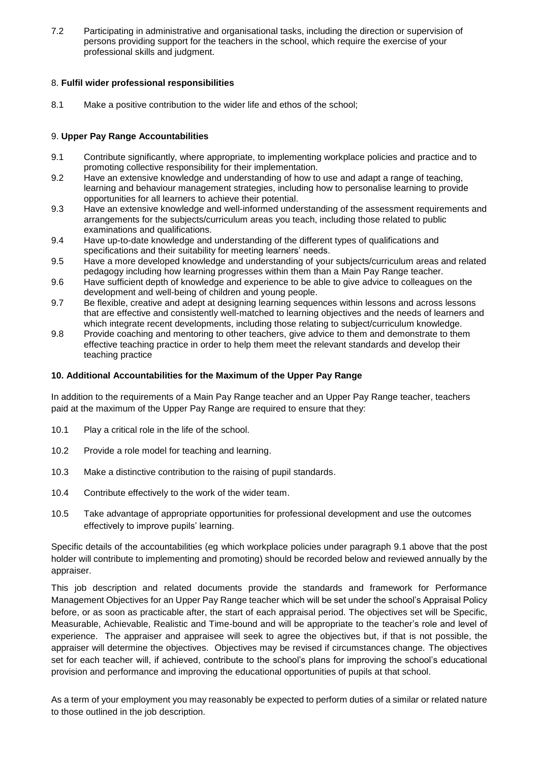7.2 Participating in administrative and organisational tasks, including the direction or supervision of persons providing support for the teachers in the school, which require the exercise of your professional skills and judgment.

8. **Fulfil wider professional responsibilities**

8.1 Make a positive contribution to the wider life and ethos of the school;

9. **Upper Pay Range Accountabilities**

9.1 Contribute significantly, where appropriate, to implementing workplace policies and practice and to promoting collective responsibility for their implementation.
9.2 Have an extensive knowledge and understanding of how to use and adapt a range of teaching, learning and behaviour management strategies, including how to personalise learning to provide opportunities for all learners to achieve their potential.
9.3 Have an extensive knowledge and well-informed understanding of the assessment requirements and arrangements for the subjects/curriculum areas you teach, including those related to public examinations and qualifications.
9.4 Have up-to-date knowledge and understanding of the different types of qualifications and specifications and their suitability for meeting learners' needs.
9.5 Have a more developed knowledge and understanding of your subjects/curriculum areas and related pedagogy including how learning progresses within them than a Main Pay Range teacher.
9.6 Have sufficient depth of knowledge and experience to be able to give advice to colleagues on the development and well-being of children and young people.
9.7 Be flexible, creative and adept at designing learning sequences within lessons and across lessons that are effective and consistently well-matched to learning objectives and the needs of learners and which integrate recent developments, including those relating to subject/curriculum knowledge.
9.8 Provide coaching and mentoring to other teachers, give advice to them and demonstrate to them effective teaching practice in order to help them meet the relevant standards and develop their teaching practice

**10. Additional Accountabilities for the Maximum of the Upper Pay Range**

In addition to the requirements of a Main Pay Range teacher and an Upper Pay Range teacher, teachers paid at the maximum of the Upper Pay Range are required to ensure that they:

10.1 Play a critical role in the life of the school.

10.2 Provide a role model for teaching and learning.

10.3 Make a distinctive contribution to the raising of pupil standards.

10.4 Contribute effectively to the work of the wider team.

10.5 Take advantage of appropriate opportunities for professional development and use the outcomes effectively to improve pupils' learning.

Specific details of the accountabilities (eg which workplace policies under paragraph 9.1 above that the post holder will contribute to implementing and promoting) should be recorded below and reviewed annually by the appraiser.

This job description and related documents provide the standards and framework for Performance Management Objectives for an Upper Pay Range teacher which will be set under the school's Appraisal Policy before, or as soon as practicable after, the start of each appraisal period. The objectives set will be Specific, Measurable, Achievable, Realistic and Time-bound and will be appropriate to the teacher's role and level of experience. The appraiser and appraisee will seek to agree the objectives but, if that is not possible, the appraiser will determine the objectives. Objectives may be revised if circumstances change. The objectives set for each teacher will, if achieved, contribute to the school's plans for improving the school's educational provision and performance and improving the educational opportunities of pupils at that school.

As a term of your employment you may reasonably be expected to perform duties of a similar or related nature to those outlined in the job description.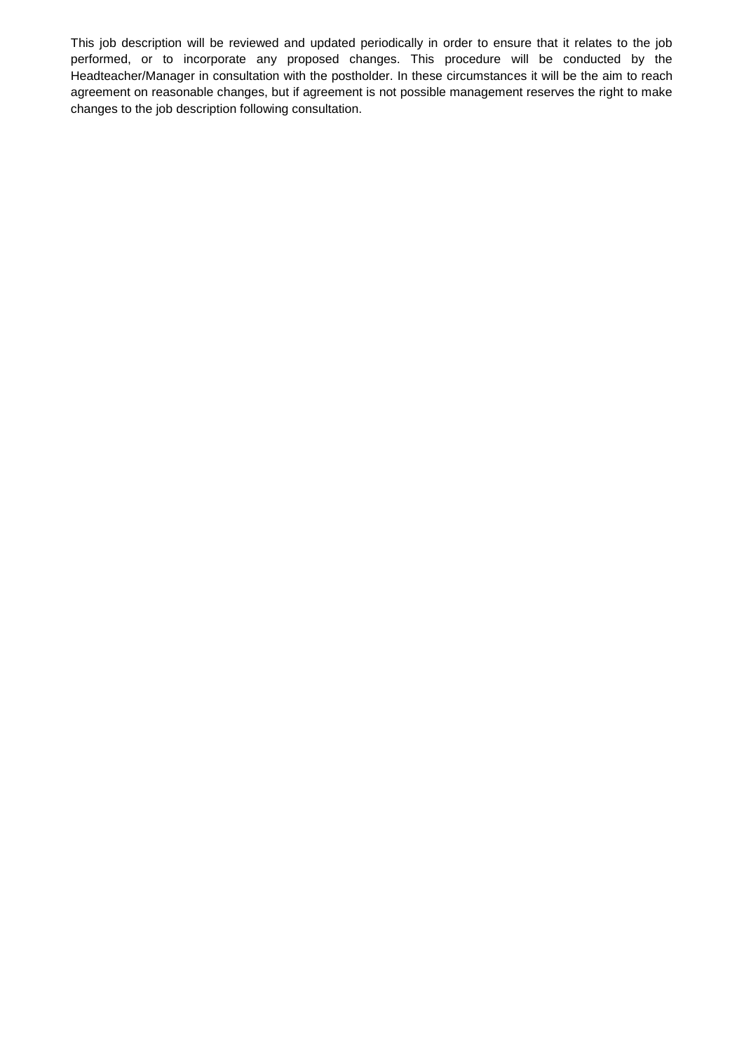This job description will be reviewed and updated periodically in order to ensure that it relates to the job performed, or to incorporate any proposed changes. This procedure will be conducted by the Headteacher/Manager in consultation with the postholder. In these circumstances it will be the aim to reach agreement on reasonable changes, but if agreement is not possible management reserves the right to make changes to the job description following consultation.